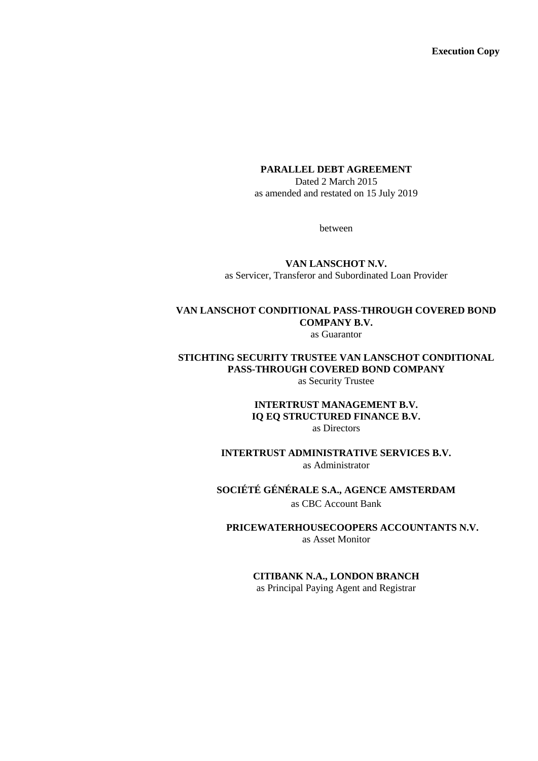**Execution Copy**

**PARALLEL DEBT AGREEMENT**

Dated 2 March 2015

as amended and restated on 15 July 2019

between

**VAN LANSCHOT N.V.**

as Servicer, Transferor and Subordinated Loan Provider

**VAN LANSCHOT CONDITIONAL PASS-THROUGH COVERED BOND COMPANY B.V.**

as Guarantor

**STICHTING SECURITY TRUSTEE VAN LANSCHOT CONDITIONAL PASS-THROUGH COVERED BOND COMPANY**

as Security Trustee

**INTERTRUST MANAGEMENT B.V.**

**IQ EQ STRUCTURED FINANCE B.V.**

as Directors

**INTERTRUST ADMINISTRATIVE SERVICES B.V.**

as Administrator

**SOCIÉTÉ GÉNÉRALE S.A., AGENCE AMSTERDAM**

as CBC Account Bank

**PRICEWATERHOUSECOOPERS ACCOUNTANTS N.V.**

as Asset Monitor

**CITIBANK N.A., LONDON BRANCH**

as Principal Paying Agent and Registrar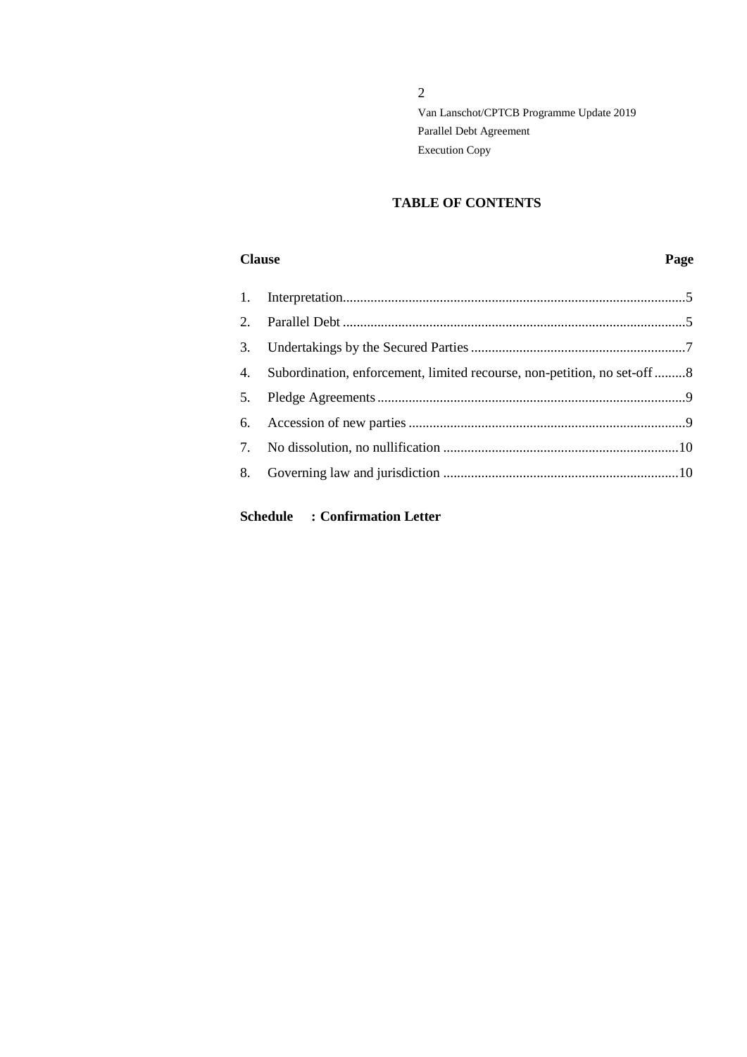## TABLE OF CONTENTS

| Clause | | Page |
|---|---|---|
| 1. | Interpretation | 5 |
| 2. | Parallel Debt | 5 |
| 3. | Undertakings by the Secured Parties | 7 |
| 4. | Subordination, enforcement, limited recourse, non-petition, no set-off | 8 |
| 5. | Pledge Agreements | 9 |
| 6. | Accession of new parties | 9 |
| 7. | No dissolution, no nullification | 10 |
| 8. | Governing law and jurisdiction | 10 |

**Schedule : Confirmation Letter**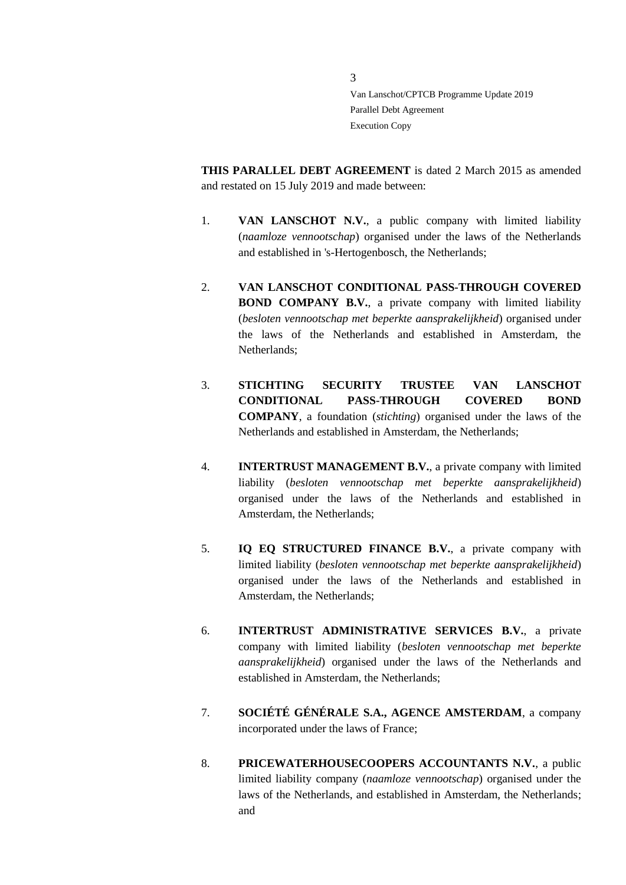**THIS PARALLEL DEBT AGREEMENT** is dated 2 March 2015 as amended and restated on 15 July 2019 and made between:

1. **VAN LANSCHOT N.V.**, a public company with limited liability (*naamloze vennootschap*) organised under the laws of the Netherlands and established in 's-Hertogenbosch, the Netherlands;

2. **VAN LANSCHOT CONDITIONAL PASS-THROUGH COVERED BOND COMPANY B.V.**, a private company with limited liability (*besloten vennootschap met beperkte aansprakelijkheid*) organised under the laws of the Netherlands and established in Amsterdam, the Netherlands;

3. **STICHTING SECURITY TRUSTEE VAN LANSCHOT CONDITIONAL PASS-THROUGH COVERED BOND COMPANY**, a foundation (*stichting*) organised under the laws of the Netherlands and established in Amsterdam, the Netherlands;

4. **INTERTRUST MANAGEMENT B.V.**, a private company with limited liability (*besloten vennootschap met beperkte aansprakelijkheid*) organised under the laws of the Netherlands and established in Amsterdam, the Netherlands;

5. **IQ EQ STRUCTURED FINANCE B.V.**, a private company with limited liability (*besloten vennootschap met beperkte aansprakelijkheid*) organised under the laws of the Netherlands and established in Amsterdam, the Netherlands;

6. **INTERTRUST ADMINISTRATIVE SERVICES B.V.**, a private company with limited liability (*besloten vennootschap met beperkte aansprakelijkheid*) organised under the laws of the Netherlands and established in Amsterdam, the Netherlands;

7. **SOCIÉTÉ GÉNÉRALE S.A., AGENCE AMSTERDAM**, a company incorporated under the laws of France;

8. **PRICEWATERHOUSECOOPERS ACCOUNTANTS N.V.**, a public limited liability company (*naamloze vennootschap*) organised under the laws of the Netherlands, and established in Amsterdam, the Netherlands; and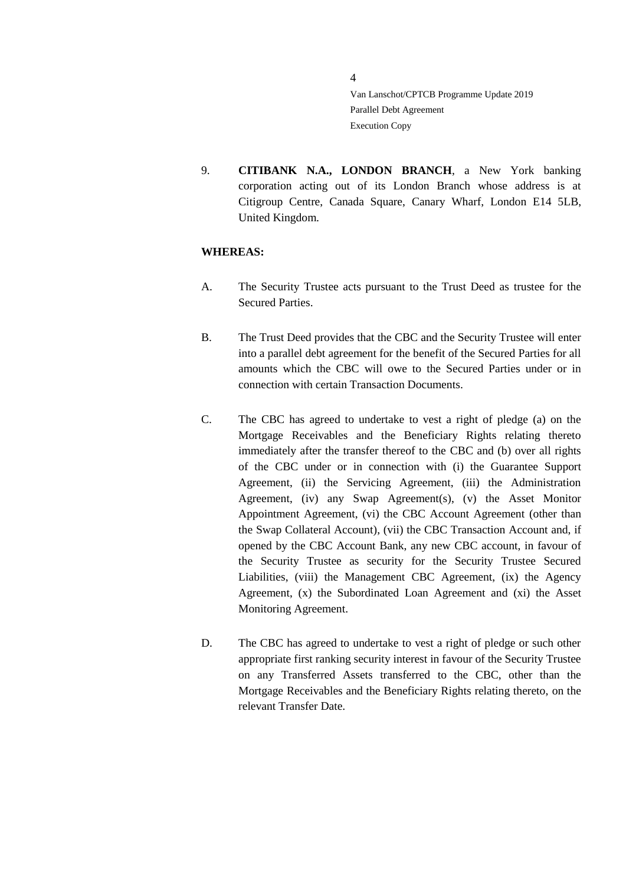9. **CITIBANK N.A., LONDON BRANCH**, a New York banking corporation acting out of its London Branch whose address is at Citigroup Centre, Canada Square, Canary Wharf, London E14 5LB, United Kingdom.

**WHEREAS:**

A. The Security Trustee acts pursuant to the Trust Deed as trustee for the Secured Parties.

B. The Trust Deed provides that the CBC and the Security Trustee will enter into a parallel debt agreement for the benefit of the Secured Parties for all amounts which the CBC will owe to the Secured Parties under or in connection with certain Transaction Documents.

C. The CBC has agreed to undertake to vest a right of pledge (a) on the Mortgage Receivables and the Beneficiary Rights relating thereto immediately after the transfer thereof to the CBC and (b) over all rights of the CBC under or in connection with (i) the Guarantee Support Agreement, (ii) the Servicing Agreement, (iii) the Administration Agreement, (iv) any Swap Agreement(s), (v) the Asset Monitor Appointment Agreement, (vi) the CBC Account Agreement (other than the Swap Collateral Account), (vii) the CBC Transaction Account and, if opened by the CBC Account Bank, any new CBC account, in favour of the Security Trustee as security for the Security Trustee Secured Liabilities, (viii) the Management CBC Agreement, (ix) the Agency Agreement, (x) the Subordinated Loan Agreement and (xi) the Asset Monitoring Agreement.

D. The CBC has agreed to undertake to vest a right of pledge or such other appropriate first ranking security interest in favour of the Security Trustee on any Transferred Assets transferred to the CBC, other than the Mortgage Receivables and the Beneficiary Rights relating thereto, on the relevant Transfer Date.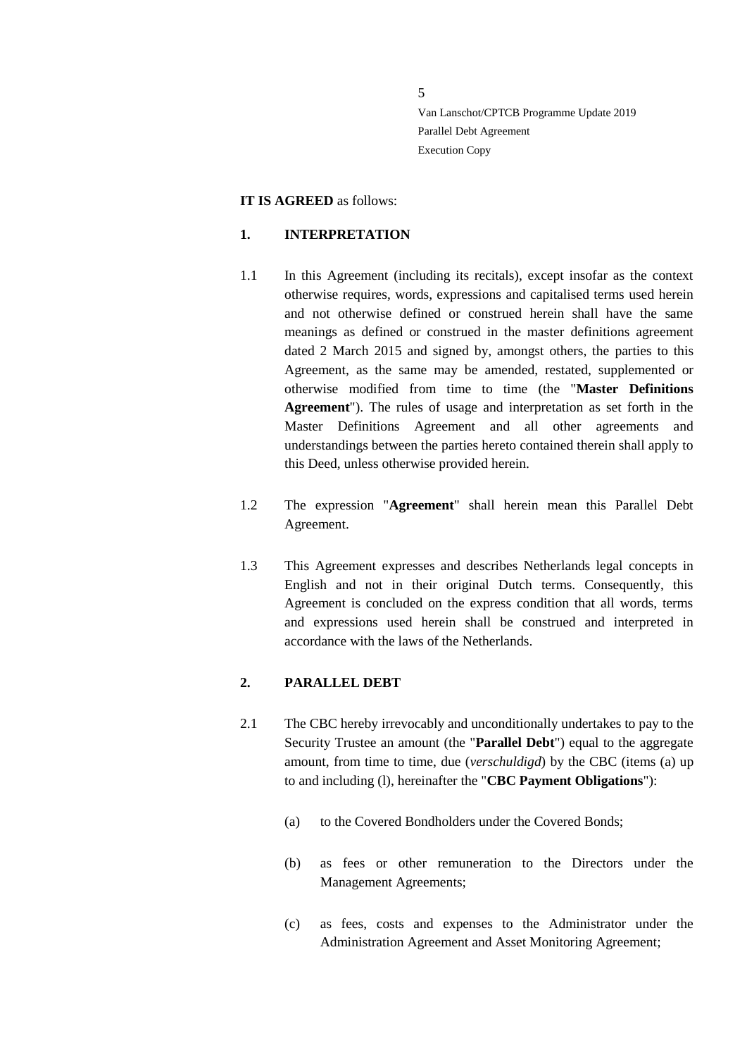**IT IS AGREED** as follows:

## 1. INTERPRETATION

1.1 In this Agreement (including its recitals), except insofar as the context otherwise requires, words, expressions and capitalised terms used herein and not otherwise defined or construed herein shall have the same meanings as defined or construed in the master definitions agreement dated 2 March 2015 and signed by, amongst others, the parties to this Agreement, as the same may be amended, restated, supplemented or otherwise modified from time to time (the "**Master Definitions Agreement**"). The rules of usage and interpretation as set forth in the Master Definitions Agreement and all other agreements and understandings between the parties hereto contained therein shall apply to this Deed, unless otherwise provided herein.

1.2 The expression "**Agreement**" shall herein mean this Parallel Debt Agreement.

1.3 This Agreement expresses and describes Netherlands legal concepts in English and not in their original Dutch terms. Consequently, this Agreement is concluded on the express condition that all words, terms and expressions used herein shall be construed and interpreted in accordance with the laws of the Netherlands.

## 2. PARALLEL DEBT

2.1 The CBC hereby irrevocably and unconditionally undertakes to pay to the Security Trustee an amount (the "**Parallel Debt**") equal to the aggregate amount, from time to time, due (*verschuldigd*) by the CBC (items (a) up to and including (l), hereinafter the "**CBC Payment Obligations**"):

(a) to the Covered Bondholders under the Covered Bonds;

(b) as fees or other remuneration to the Directors under the Management Agreements;

(c) as fees, costs and expenses to the Administrator under the Administration Agreement and Asset Monitoring Agreement;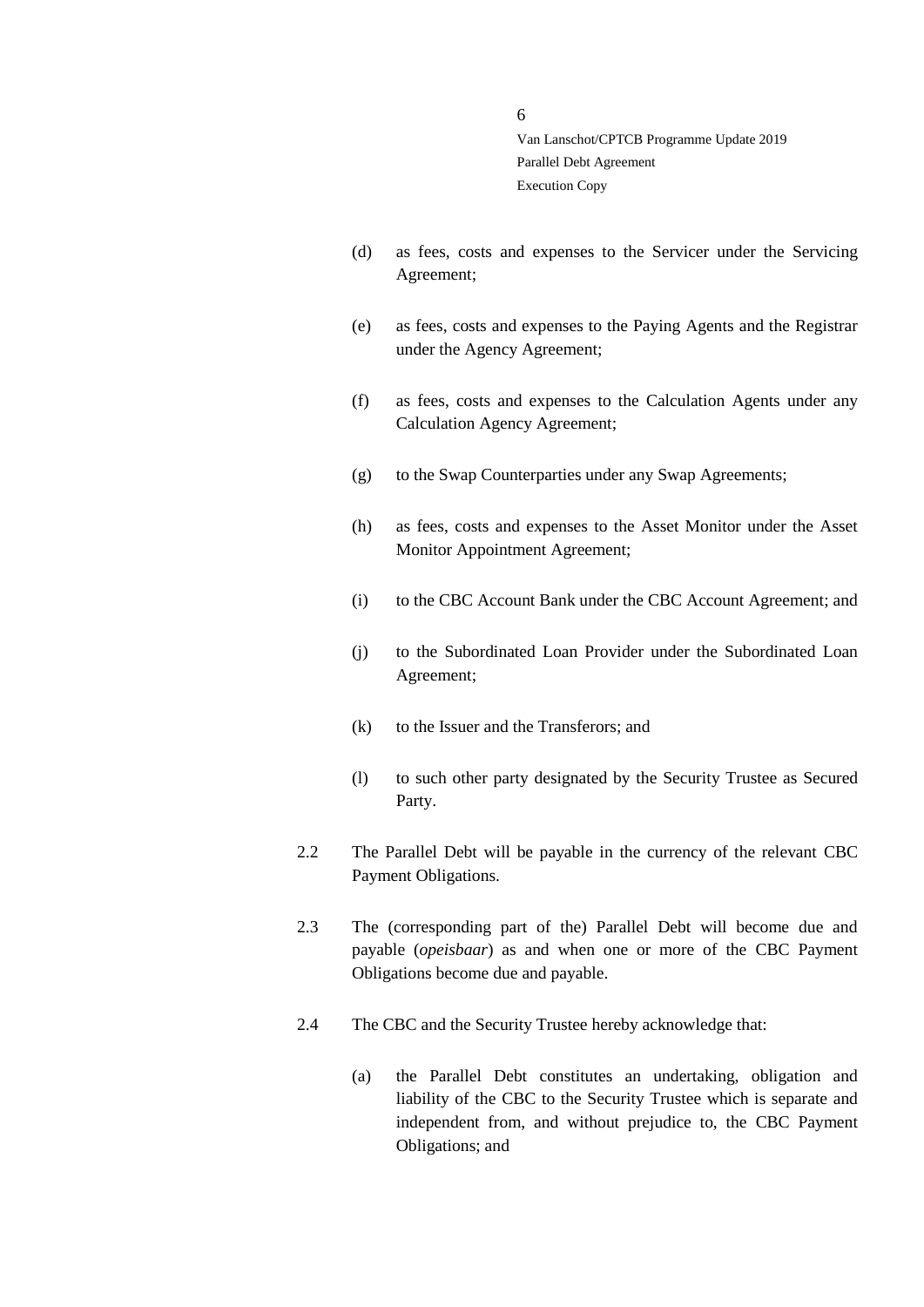(d) as fees, costs and expenses to the Servicer under the Servicing Agreement;

(e) as fees, costs and expenses to the Paying Agents and the Registrar under the Agency Agreement;

(f) as fees, costs and expenses to the Calculation Agents under any Calculation Agency Agreement;

(g) to the Swap Counterparties under any Swap Agreements;

(h) as fees, costs and expenses to the Asset Monitor under the Asset Monitor Appointment Agreement;

(i) to the CBC Account Bank under the CBC Account Agreement; and

(j) to the Subordinated Loan Provider under the Subordinated Loan Agreement;

(k) to the Issuer and the Transferors; and

(l) to such other party designated by the Security Trustee as Secured Party.

2.2 The Parallel Debt will be payable in the currency of the relevant CBC Payment Obligations.

2.3 The (corresponding part of the) Parallel Debt will become due and payable (*opeisbaar*) as and when one or more of the CBC Payment Obligations become due and payable.

2.4 The CBC and the Security Trustee hereby acknowledge that:

(a) the Parallel Debt constitutes an undertaking, obligation and liability of the CBC to the Security Trustee which is separate and independent from, and without prejudice to, the CBC Payment Obligations; and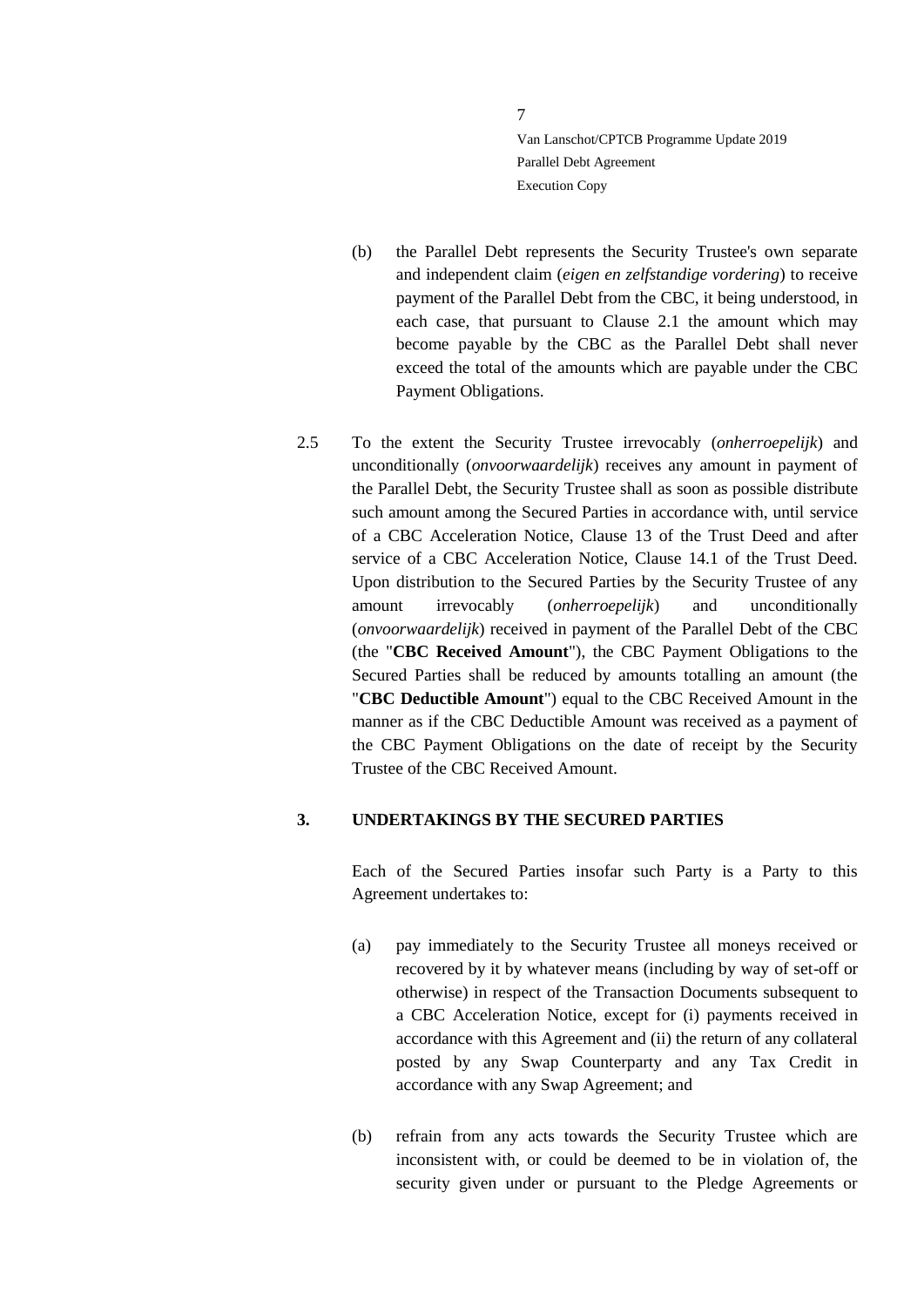(b) the Parallel Debt represents the Security Trustee's own separate and independent claim (*eigen en zelfstandige vordering*) to receive payment of the Parallel Debt from the CBC, it being understood, in each case, that pursuant to Clause 2.1 the amount which may become payable by the CBC as the Parallel Debt shall never exceed the total of the amounts which are payable under the CBC Payment Obligations.

2.5 To the extent the Security Trustee irrevocably (*onherroepelijk*) and unconditionally (*onvoorwaardelijk*) receives any amount in payment of the Parallel Debt, the Security Trustee shall as soon as possible distribute such amount among the Secured Parties in accordance with, until service of a CBC Acceleration Notice, Clause 13 of the Trust Deed and after service of a CBC Acceleration Notice, Clause 14.1 of the Trust Deed. Upon distribution to the Secured Parties by the Security Trustee of any amount irrevocably (*onherroepelijk*) and unconditionally (*onvoorwaardelijk*) received in payment of the Parallel Debt of the CBC (the "**CBC Received Amount**"), the CBC Payment Obligations to the Secured Parties shall be reduced by amounts totalling an amount (the "**CBC Deductible Amount**") equal to the CBC Received Amount in the manner as if the CBC Deductible Amount was received as a payment of the CBC Payment Obligations on the date of receipt by the Security Trustee of the CBC Received Amount.

## 3. UNDERTAKINGS BY THE SECURED PARTIES

Each of the Secured Parties insofar such Party is a Party to this Agreement undertakes to:

(a) pay immediately to the Security Trustee all moneys received or recovered by it by whatever means (including by way of set-off or otherwise) in respect of the Transaction Documents subsequent to a CBC Acceleration Notice, except for (i) payments received in accordance with this Agreement and (ii) the return of any collateral posted by any Swap Counterparty and any Tax Credit in accordance with any Swap Agreement; and

(b) refrain from any acts towards the Security Trustee which are inconsistent with, or could be deemed to be in violation of, the security given under or pursuant to the Pledge Agreements or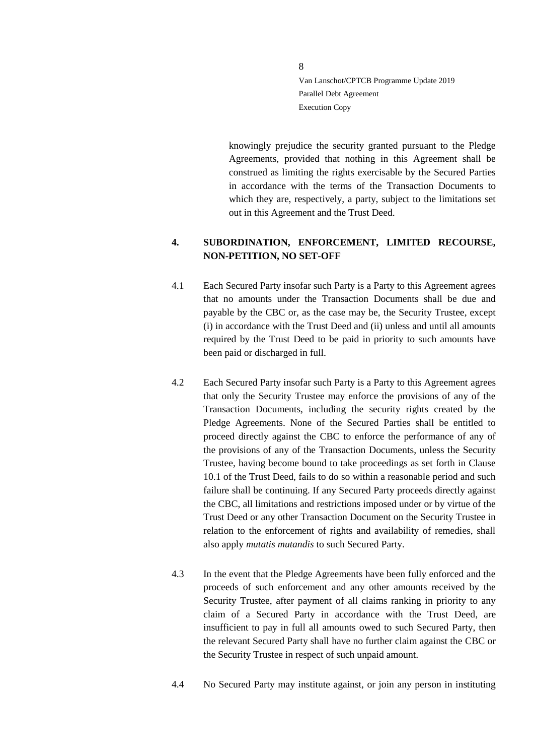knowingly prejudice the security granted pursuant to the Pledge Agreements, provided that nothing in this Agreement shall be construed as limiting the rights exercisable by the Secured Parties in accordance with the terms of the Transaction Documents to which they are, respectively, a party, subject to the limitations set out in this Agreement and the Trust Deed.

## 4. SUBORDINATION, ENFORCEMENT, LIMITED RECOURSE, NON-PETITION, NO SET-OFF

4.1 Each Secured Party insofar such Party is a Party to this Agreement agrees that no amounts under the Transaction Documents shall be due and payable by the CBC or, as the case may be, the Security Trustee, except (i) in accordance with the Trust Deed and (ii) unless and until all amounts required by the Trust Deed to be paid in priority to such amounts have been paid or discharged in full.

4.2 Each Secured Party insofar such Party is a Party to this Agreement agrees that only the Security Trustee may enforce the provisions of any of the Transaction Documents, including the security rights created by the Pledge Agreements. None of the Secured Parties shall be entitled to proceed directly against the CBC to enforce the performance of any of the provisions of any of the Transaction Documents, unless the Security Trustee, having become bound to take proceedings as set forth in Clause 10.1 of the Trust Deed, fails to do so within a reasonable period and such failure shall be continuing. If any Secured Party proceeds directly against the CBC, all limitations and restrictions imposed under or by virtue of the Trust Deed or any other Transaction Document on the Security Trustee in relation to the enforcement of rights and availability of remedies, shall also apply *mutatis mutandis* to such Secured Party.

4.3 In the event that the Pledge Agreements have been fully enforced and the proceeds of such enforcement and any other amounts received by the Security Trustee, after payment of all claims ranking in priority to any claim of a Secured Party in accordance with the Trust Deed, are insufficient to pay in full all amounts owed to such Secured Party, then the relevant Secured Party shall have no further claim against the CBC or the Security Trustee in respect of such unpaid amount.

4.4 No Secured Party may institute against, or join any person in instituting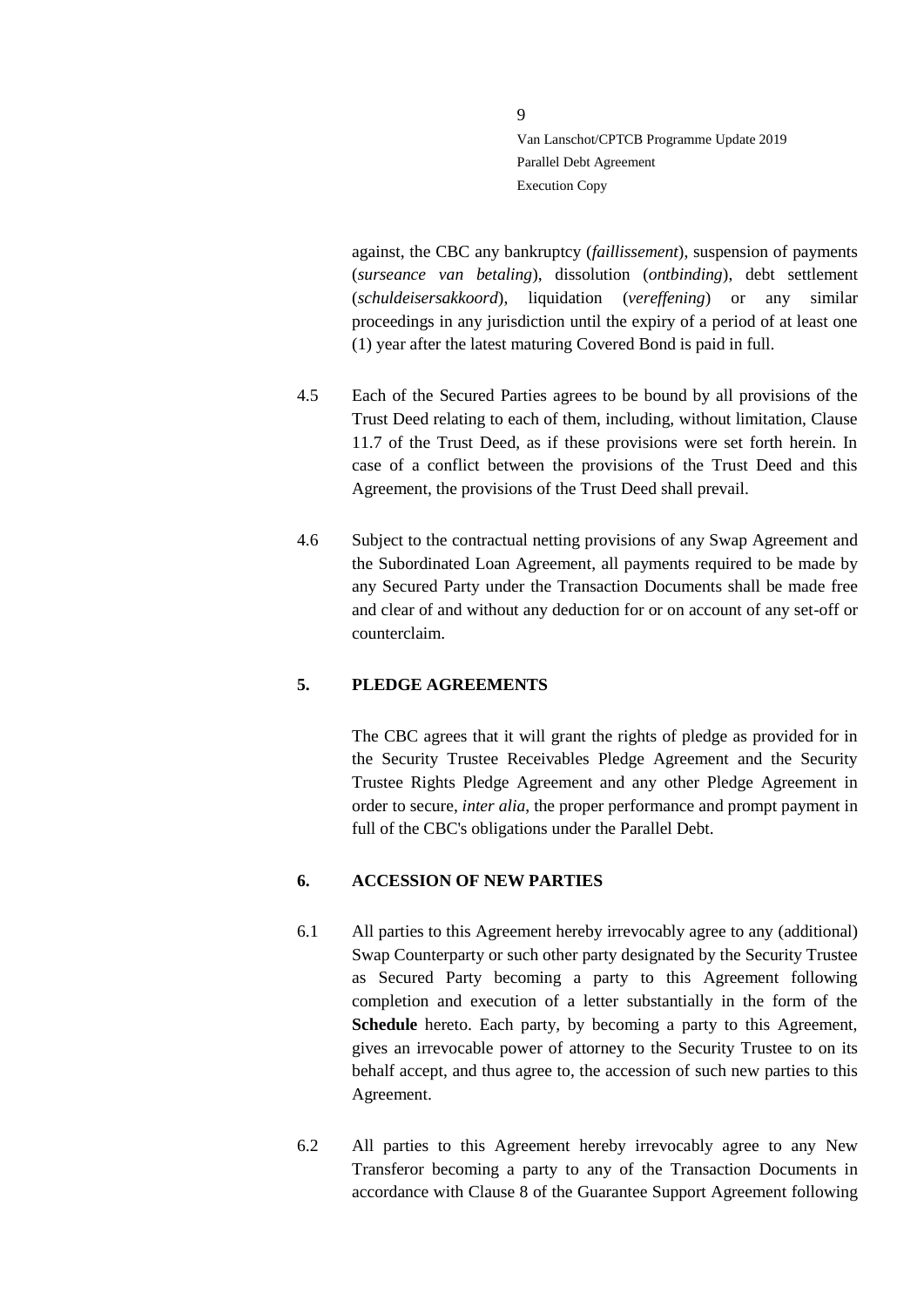against, the CBC any bankruptcy (*faillissement*), suspension of payments (*surseance van betaling*), dissolution (*ontbinding*), debt settlement (*schuldeisersakkoord*), liquidation (*vereffening*) or any similar proceedings in any jurisdiction until the expiry of a period of at least one (1) year after the latest maturing Covered Bond is paid in full.

4.5 Each of the Secured Parties agrees to be bound by all provisions of the Trust Deed relating to each of them, including, without limitation, Clause 11.7 of the Trust Deed, as if these provisions were set forth herein. In case of a conflict between the provisions of the Trust Deed and this Agreement, the provisions of the Trust Deed shall prevail.

4.6 Subject to the contractual netting provisions of any Swap Agreement and the Subordinated Loan Agreement, all payments required to be made by any Secured Party under the Transaction Documents shall be made free and clear of and without any deduction for or on account of any set-off or counterclaim.

## 5. PLEDGE AGREEMENTS

The CBC agrees that it will grant the rights of pledge as provided for in the Security Trustee Receivables Pledge Agreement and the Security Trustee Rights Pledge Agreement and any other Pledge Agreement in order to secure, *inter alia*, the proper performance and prompt payment in full of the CBC's obligations under the Parallel Debt.

## 6. ACCESSION OF NEW PARTIES

6.1 All parties to this Agreement hereby irrevocably agree to any (additional) Swap Counterparty or such other party designated by the Security Trustee as Secured Party becoming a party to this Agreement following completion and execution of a letter substantially in the form of the **Schedule** hereto. Each party, by becoming a party to this Agreement, gives an irrevocable power of attorney to the Security Trustee to on its behalf accept, and thus agree to, the accession of such new parties to this Agreement.

6.2 All parties to this Agreement hereby irrevocably agree to any New Transferor becoming a party to any of the Transaction Documents in accordance with Clause 8 of the Guarantee Support Agreement following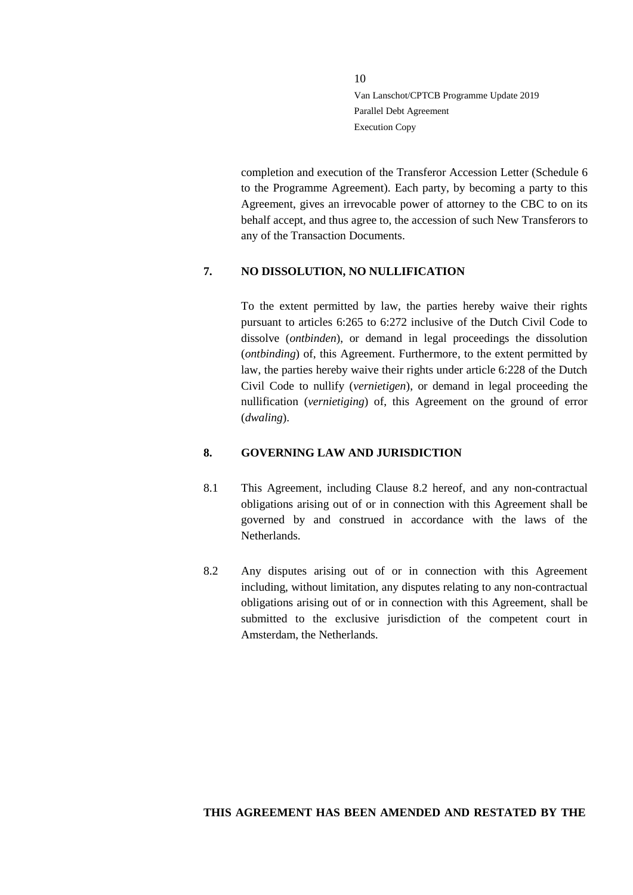completion and execution of the Transferor Accession Letter (Schedule 6 to the Programme Agreement). Each party, by becoming a party to this Agreement, gives an irrevocable power of attorney to the CBC to on its behalf accept, and thus agree to, the accession of such New Transferors to any of the Transaction Documents.

## 7. NO DISSOLUTION, NO NULLIFICATION

To the extent permitted by law, the parties hereby waive their rights pursuant to articles 6:265 to 6:272 inclusive of the Dutch Civil Code to dissolve (*ontbinden*), or demand in legal proceedings the dissolution (*ontbinding*) of, this Agreement. Furthermore, to the extent permitted by law, the parties hereby waive their rights under article 6:228 of the Dutch Civil Code to nullify (*vernietigen*), or demand in legal proceeding the nullification (*vernietiging*) of, this Agreement on the ground of error (*dwaling*).

## 8. GOVERNING LAW AND JURISDICTION

8.1 This Agreement, including Clause 8.2 hereof, and any non-contractual obligations arising out of or in connection with this Agreement shall be governed by and construed in accordance with the laws of the Netherlands.

8.2 Any disputes arising out of or in connection with this Agreement including, without limitation, any disputes relating to any non-contractual obligations arising out of or in connection with this Agreement, shall be submitted to the exclusive jurisdiction of the competent court in Amsterdam, the Netherlands.

**THIS AGREEMENT HAS BEEN AMENDED AND RESTATED BY THE**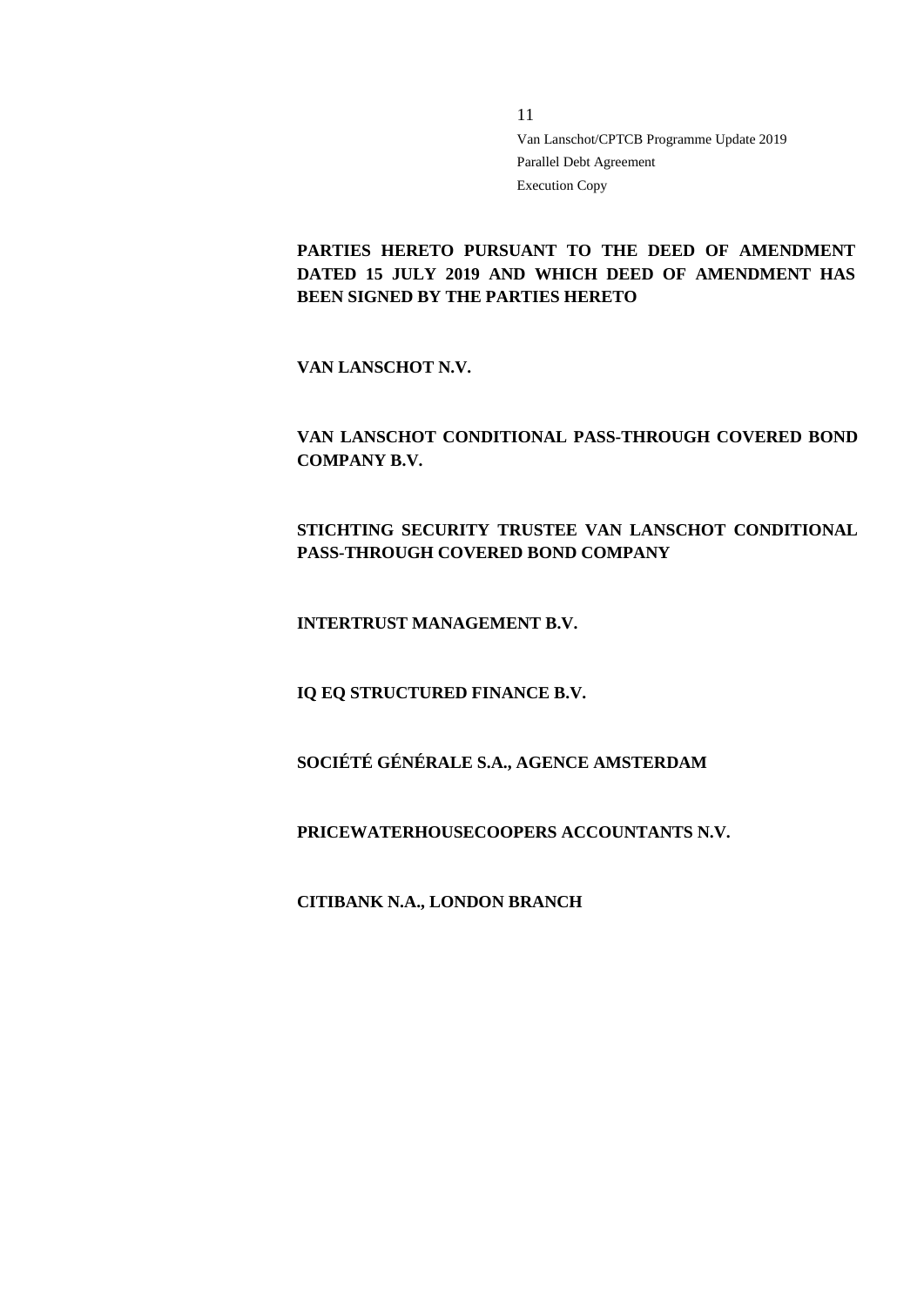**PARTIES HERETO PURSUANT TO THE DEED OF AMENDMENT DATED 15 JULY 2019 AND WHICH DEED OF AMENDMENT HAS BEEN SIGNED BY THE PARTIES HERETO**

**VAN LANSCHOT N.V.**

**VAN LANSCHOT CONDITIONAL PASS-THROUGH COVERED BOND COMPANY B.V.**

**STICHTING SECURITY TRUSTEE VAN LANSCHOT CONDITIONAL PASS-THROUGH COVERED BOND COMPANY**

**INTERTRUST MANAGEMENT B.V.**

**IQ EQ STRUCTURED FINANCE B.V.**

**SOCIÉTÉ GÉNÉRALE S.A., AGENCE AMSTERDAM**

**PRICEWATERHOUSECOOPERS ACCOUNTANTS N.V.**

**CITIBANK N.A., LONDON BRANCH**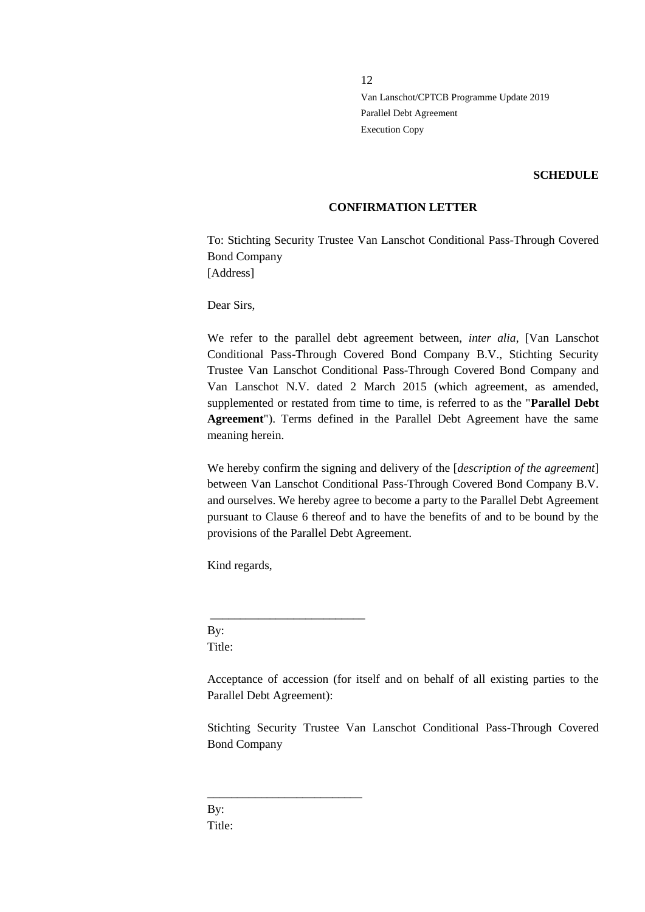**SCHEDULE**

**CONFIRMATION LETTER**

To: Stichting Security Trustee Van Lanschot Conditional Pass-Through Covered Bond Company
[Address]

Dear Sirs,

We refer to the parallel debt agreement between, *inter alia*, [Van Lanschot Conditional Pass-Through Covered Bond Company B.V., Stichting Security Trustee Van Lanschot Conditional Pass-Through Covered Bond Company and Van Lanschot N.V. dated 2 March 2015 (which agreement, as amended, supplemented or restated from time to time, is referred to as the "**Parallel Debt Agreement**"). Terms defined in the Parallel Debt Agreement have the same meaning herein.

We hereby confirm the signing and delivery of the [*description of the agreement*] between Van Lanschot Conditional Pass-Through Covered Bond Company B.V. and ourselves. We hereby agree to become a party to the Parallel Debt Agreement pursuant to Clause 6 thereof and to have the benefits of and to be bound by the provisions of the Parallel Debt Agreement.

Kind regards,

\_\_\_\_\_\_\_\_\_\_\_\_\_\_\_\_\_\_\_\_\_\_\_\_\_\_

By:
Title:

Acceptance of accession (for itself and on behalf of all existing parties to the Parallel Debt Agreement):

Stichting Security Trustee Van Lanschot Conditional Pass-Through Covered Bond Company

\_\_\_\_\_\_\_\_\_\_\_\_\_\_\_\_\_\_\_\_\_\_\_\_\_\_

By:
Title: